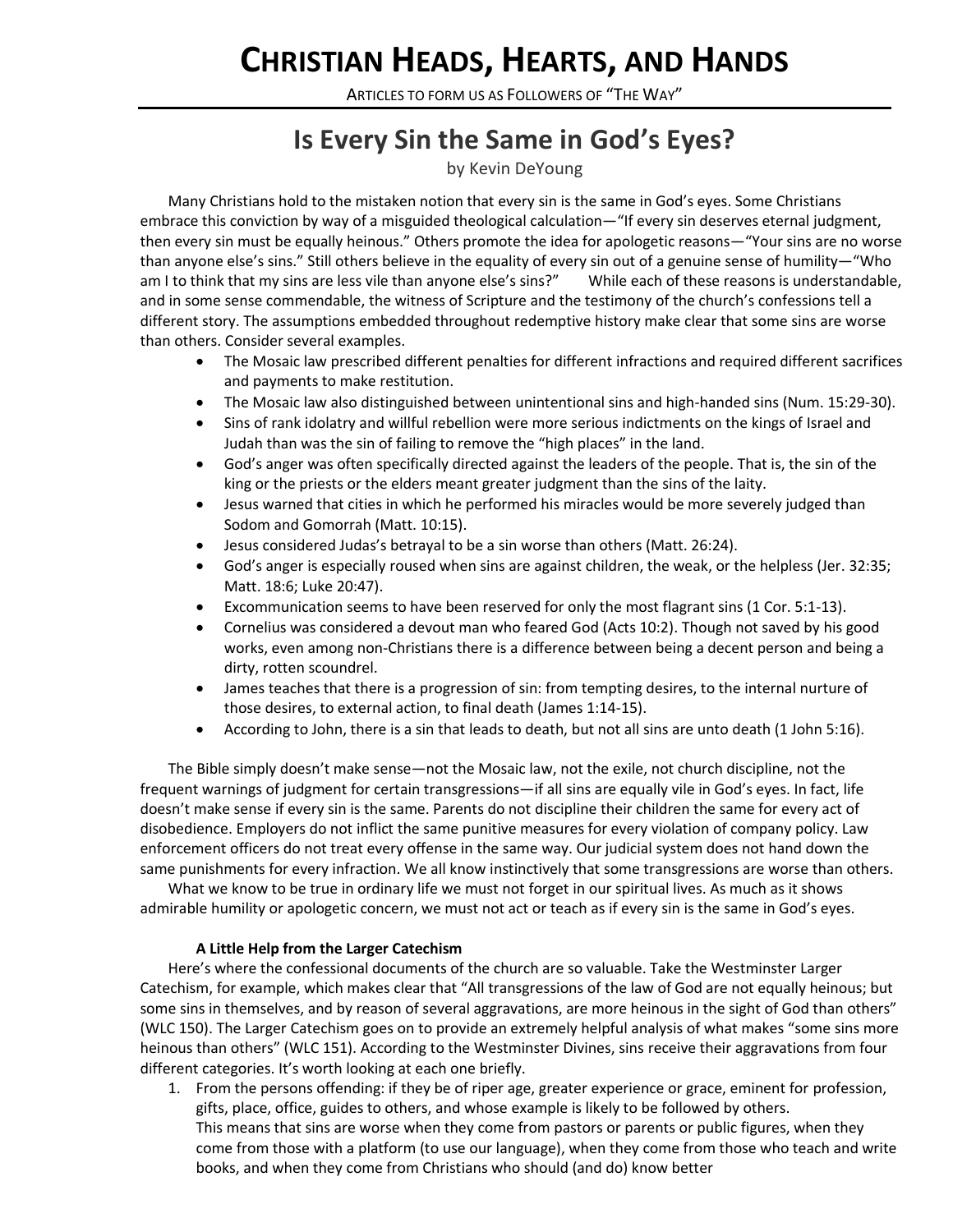# Christian Heads, Hearts, and Hands

Articles to form us as Followers of "The Way"

## Is Every Sin the Same in God's Eyes?

by Kevin DeYoung

Many Christians hold to the mistaken notion that every sin is the same in God's eyes. Some Christians embrace this conviction by way of a misguided theological calculation—"If every sin deserves eternal judgment, then every sin must be equally heinous." Others promote the idea for apologetic reasons—"Your sins are no worse than anyone else's sins." Still others believe in the equality of every sin out of a genuine sense of humility—"Who am I to think that my sins are less vile than anyone else's sins?" While each of these reasons is understandable, and in some sense commendable, the witness of Scripture and the testimony of the church's confessions tell a different story. The assumptions embedded throughout redemptive history make clear that some sins are worse than others. Consider several examples.

- The Mosaic law prescribed different penalties for different infractions and required different sacrifices and payments to make restitution.
- The Mosaic law also distinguished between unintentional sins and high-handed sins (Num. 15:29-30).
- Sins of rank idolatry and willful rebellion were more serious indictments on the kings of Israel and Judah than was the sin of failing to remove the "high places" in the land.
- God's anger was often specifically directed against the leaders of the people. That is, the sin of the king or the priests or the elders meant greater judgment than the sins of the laity.
- Jesus warned that cities in which he performed his miracles would be more severely judged than Sodom and Gomorrah (Matt. 10:15).
- Jesus considered Judas's betrayal to be a sin worse than others (Matt. 26:24).
- God's anger is especially roused when sins are against children, the weak, or the helpless (Jer. 32:35; Matt. 18:6; Luke 20:47).
- Excommunication seems to have been reserved for only the most flagrant sins (1 Cor. 5:1-13).
- Cornelius was considered a devout man who feared God (Acts 10:2). Though not saved by his good works, even among non-Christians there is a difference between being a decent person and being a dirty, rotten scoundrel.
- James teaches that there is a progression of sin: from tempting desires, to the internal nurture of those desires, to external action, to final death (James 1:14-15).
- According to John, there is a sin that leads to death, but not all sins are unto death (1 John 5:16).

The Bible simply doesn't make sense—not the Mosaic law, not the exile, not church discipline, not the frequent warnings of judgment for certain transgressions—if all sins are equally vile in God's eyes. In fact, life doesn't make sense if every sin is the same. Parents do not discipline their children the same for every act of disobedience. Employers do not inflict the same punitive measures for every violation of company policy. Law enforcement officers do not treat every offense in the same way. Our judicial system does not hand down the same punishments for every infraction. We all know instinctively that some transgressions are worse than others.

What we know to be true in ordinary life we must not forget in our spiritual lives. As much as it shows admirable humility or apologetic concern, we must not act or teach as if every sin is the same in God's eyes.

### A Little Help from the Larger Catechism

Here's where the confessional documents of the church are so valuable. Take the Westminster Larger Catechism, for example, which makes clear that "All transgressions of the law of God are not equally heinous; but some sins in themselves, and by reason of several aggravations, are more heinous in the sight of God than others" (WLC 150). The Larger Catechism goes on to provide an extremely helpful analysis of what makes "some sins more heinous than others" (WLC 151). According to the Westminster Divines, sins receive their aggravations from four different categories. It's worth looking at each one briefly.

1. From the persons offending: if they be of riper age, greater experience or grace, eminent for profession, gifts, place, office, guides to others, and whose example is likely to be followed by others.
   This means that sins are worse when they come from pastors or parents or public figures, when they come from those with a platform (to use our language), when they come from those who teach and write books, and when they come from Christians who should (and do) know better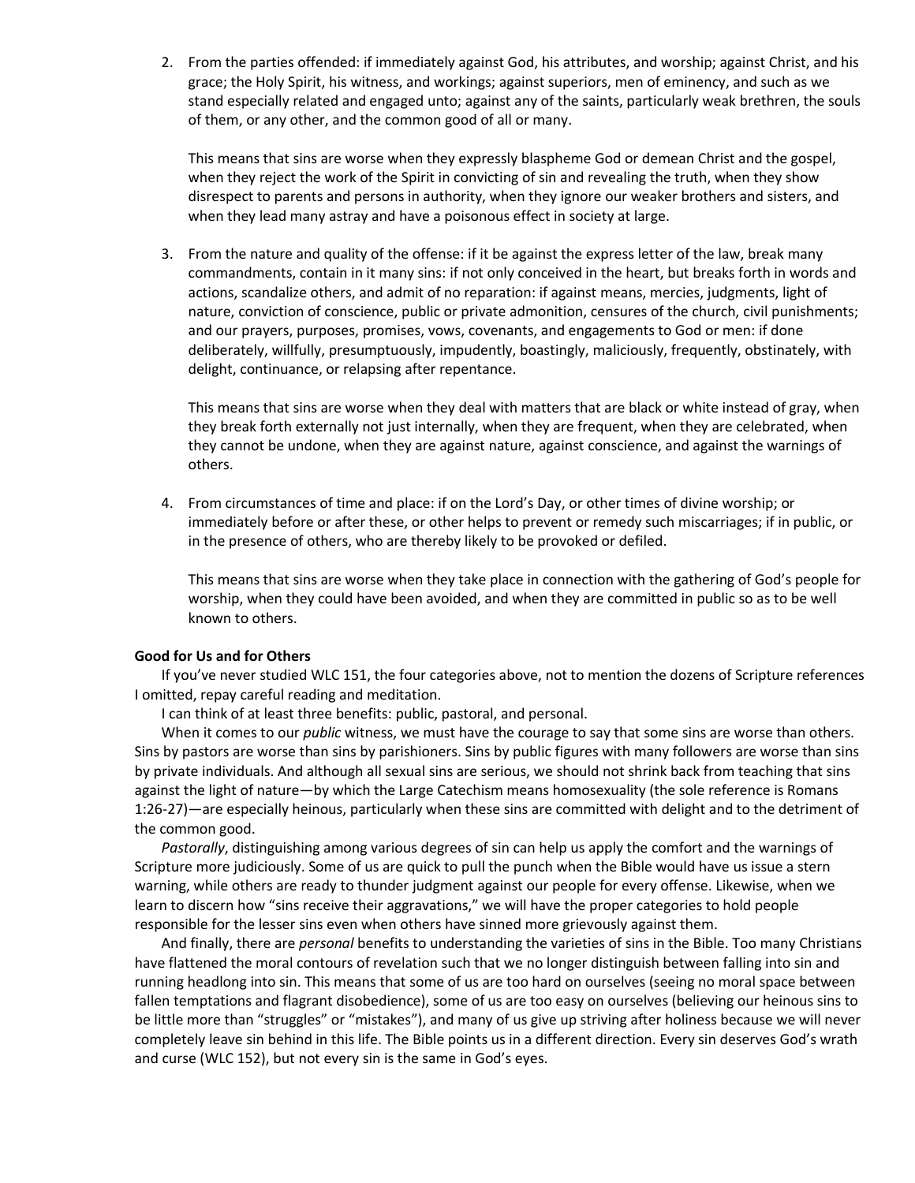2. From the parties offended: if immediately against God, his attributes, and worship; against Christ, and his grace; the Holy Spirit, his witness, and workings; against superiors, men of eminency, and such as we stand especially related and engaged unto; against any of the saints, particularly weak brethren, the souls of them, or any other, and the common good of all or many.

   This means that sins are worse when they expressly blaspheme God or demean Christ and the gospel, when they reject the work of the Spirit in convicting of sin and revealing the truth, when they show disrespect to parents and persons in authority, when they ignore our weaker brothers and sisters, and when they lead many astray and have a poisonous effect in society at large.

3. From the nature and quality of the offense: if it be against the express letter of the law, break many commandments, contain in it many sins: if not only conceived in the heart, but breaks forth in words and actions, scandalize others, and admit of no reparation: if against means, mercies, judgments, light of nature, conviction of conscience, public or private admonition, censures of the church, civil punishments; and our prayers, purposes, promises, vows, covenants, and engagements to God or men: if done deliberately, willfully, presumptuously, impudently, boastingly, maliciously, frequently, obstinately, with delight, continuance, or relapsing after repentance.

   This means that sins are worse when they deal with matters that are black or white instead of gray, when they break forth externally not just internally, when they are frequent, when they are celebrated, when they cannot be undone, when they are against nature, against conscience, and against the warnings of others.

4. From circumstances of time and place: if on the Lord's Day, or other times of divine worship; or immediately before or after these, or other helps to prevent or remedy such miscarriages; if in public, or in the presence of others, who are thereby likely to be provoked or defiled.

   This means that sins are worse when they take place in connection with the gathering of God's people for worship, when they could have been avoided, and when they are committed in public so as to be well known to others.

**Good for Us and for Others**

If you've never studied WLC 151, the four categories above, not to mention the dozens of Scripture references I omitted, repay careful reading and meditation.

I can think of at least three benefits: public, pastoral, and personal.

When it comes to our *public* witness, we must have the courage to say that some sins are worse than others. Sins by pastors are worse than sins by parishioners. Sins by public figures with many followers are worse than sins by private individuals. And although all sexual sins are serious, we should not shrink back from teaching that sins against the light of nature—by which the Large Catechism means homosexuality (the sole reference is Romans 1:26-27)—are especially heinous, particularly when these sins are committed with delight and to the detriment of the common good.

*Pastorally*, distinguishing among various degrees of sin can help us apply the comfort and the warnings of Scripture more judiciously. Some of us are quick to pull the punch when the Bible would have us issue a stern warning, while others are ready to thunder judgment against our people for every offense. Likewise, when we learn to discern how "sins receive their aggravations," we will have the proper categories to hold people responsible for the lesser sins even when others have sinned more grievously against them.

And finally, there are *personal* benefits to understanding the varieties of sins in the Bible. Too many Christians have flattened the moral contours of revelation such that we no longer distinguish between falling into sin and running headlong into sin. This means that some of us are too hard on ourselves (seeing no moral space between fallen temptations and flagrant disobedience), some of us are too easy on ourselves (believing our heinous sins to be little more than "struggles" or "mistakes"), and many of us give up striving after holiness because we will never completely leave sin behind in this life. The Bible points us in a different direction. Every sin deserves God's wrath and curse (WLC 152), but not every sin is the same in God's eyes.